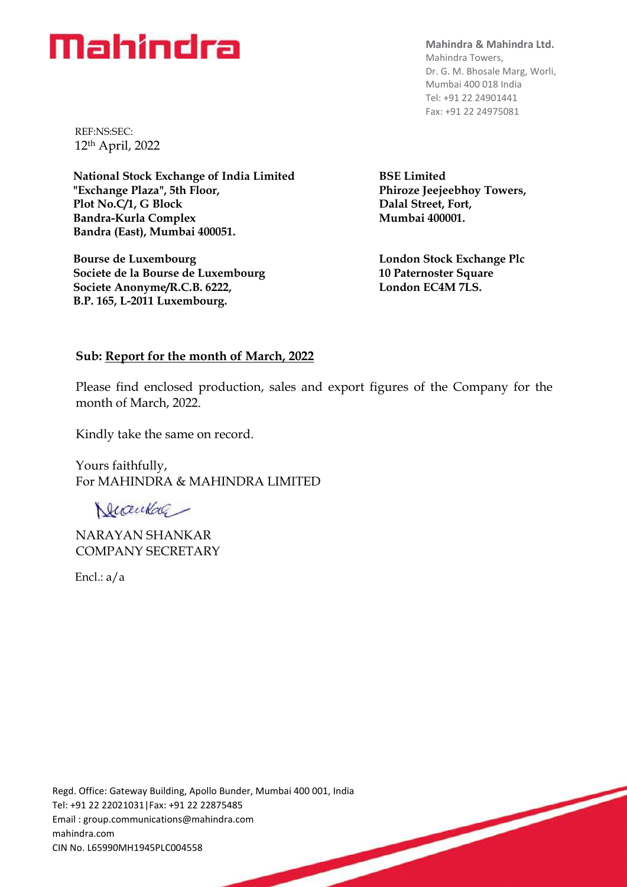**Mahindra & Mahindra Ltd.**
Mahindra Towers,
Dr. G. M. Bhosale Marg, Worli,
Mumbai 400 018 India
Tel: +91 22 24901441
Fax: +91 22 24975081

REF:NS:SEC:
12th April, 2022

**National Stock Exchange of India Limited**
**"Exchange Plaza", 5th Floor,**
**Plot No.C/1, G Block**
**Bandra-Kurla Complex**
**Bandra (East), Mumbai 400051.**

**BSE Limited**
**Phiroze Jeejeebhoy Towers,**
**Dalal Street, Fort,**
**Mumbai 400001.**

**Bourse de Luxembourg**
**Societe de la Bourse de Luxembourg**
**Societe Anonyme/R.C.B. 6222,**
**B.P. 165, L-2011 Luxembourg.**

**London Stock Exchange Plc**
**10 Paternoster Square**
**London EC4M 7LS.**

**Sub: Report for the month of March, 2022**

Please find enclosed production, sales and export figures of the Company for the month of March, 2022.

Kindly take the same on record.

Yours faithfully,
For MAHINDRA & MAHINDRA LIMITED

NARAYAN SHANKAR
COMPANY SECRETARY

Encl.: a/a

Regd. Office: Gateway Building, Apollo Bunder, Mumbai 400 001, India
Tel: +91 22 22021031|Fax: +91 22 22875485
Email : group.communications@mahindra.com
mahindra.com
CIN No. L65990MH1945PLC004558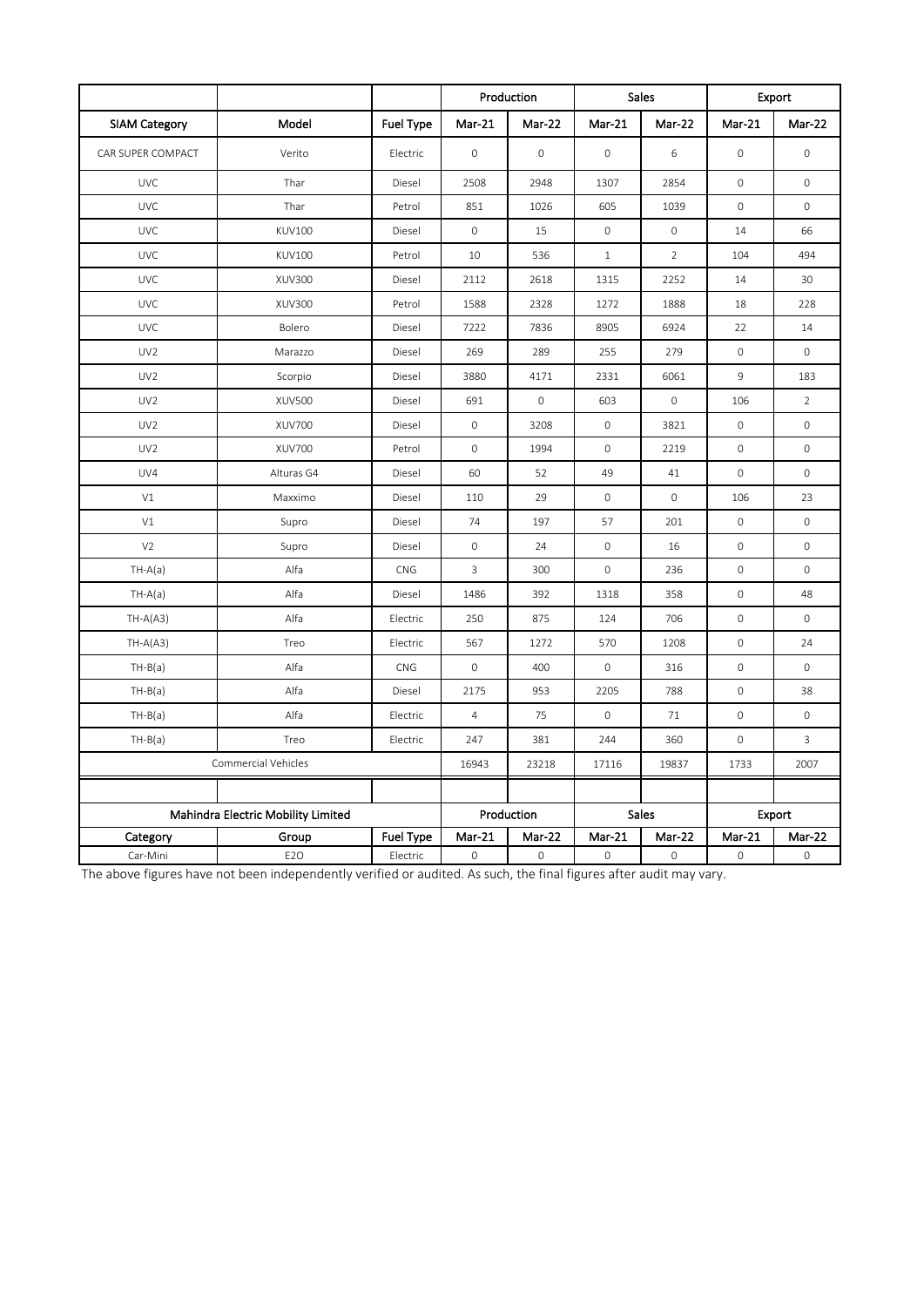| | | | Production | | Sales | | Export | |
|---|---|---|---|---|---|---|---|---|
| SIAM Category | Model | Fuel Type | Mar-21 | Mar-22 | Mar-21 | Mar-22 | Mar-21 | Mar-22 |
| CAR SUPER COMPACT | Verito | Electric | 0 | 0 | 0 | 6 | 0 | 0 |
| UVC | Thar | Diesel | 2508 | 2948 | 1307 | 2854 | 0 | 0 |
| UVC | Thar | Petrol | 851 | 1026 | 605 | 1039 | 0 | 0 |
| UVC | KUV100 | Diesel | 0 | 15 | 0 | 0 | 14 | 66 |
| UVC | KUV100 | Petrol | 10 | 536 | 1 | 2 | 104 | 494 |
| UVC | XUV300 | Diesel | 2112 | 2618 | 1315 | 2252 | 14 | 30 |
| UVC | XUV300 | Petrol | 1588 | 2328 | 1272 | 1888 | 18 | 228 |
| UVC | Bolero | Diesel | 7222 | 7836 | 8905 | 6924 | 22 | 14 |
| UV2 | Marazzo | Diesel | 269 | 289 | 255 | 279 | 0 | 0 |
| UV2 | Scorpio | Diesel | 3880 | 4171 | 2331 | 6061 | 9 | 183 |
| UV2 | XUV500 | Diesel | 691 | 0 | 603 | 0 | 106 | 2 |
| UV2 | XUV700 | Diesel | 0 | 3208 | 0 | 3821 | 0 | 0 |
| UV2 | XUV700 | Petrol | 0 | 1994 | 0 | 2219 | 0 | 0 |
| UV4 | Alturas G4 | Diesel | 60 | 52 | 49 | 41 | 0 | 0 |
| V1 | Maxximo | Diesel | 110 | 29 | 0 | 0 | 106 | 23 |
| V1 | Supro | Diesel | 74 | 197 | 57 | 201 | 0 | 0 |
| V2 | Supro | Diesel | 0 | 24 | 0 | 16 | 0 | 0 |
| TH-A(a) | Alfa | CNG | 3 | 300 | 0 | 236 | 0 | 0 |
| TH-A(a) | Alfa | Diesel | 1486 | 392 | 1318 | 358 | 0 | 48 |
| TH-A(A3) | Alfa | Electric | 250 | 875 | 124 | 706 | 0 | 0 |
| TH-A(A3) | Treo | Electric | 567 | 1272 | 570 | 1208 | 0 | 24 |
| TH-B(a) | Alfa | CNG | 0 | 400 | 0 | 316 | 0 | 0 |
| TH-B(a) | Alfa | Diesel | 2175 | 953 | 2205 | 788 | 0 | 38 |
| TH-B(a) | Alfa | Electric | 4 | 75 | 0 | 71 | 0 | 0 |
| TH-B(a) | Treo | Electric | 247 | 381 | 244 | 360 | 0 | 3 |
| Commercial Vehicles | | | 16943 | 23218 | 17116 | 19837 | 1733 | 2007 |

| Mahindra Electric Mobility Limited | | | Production | | Sales | | Export | |
|---|---|---|---|---|---|---|---|---|
| Category | Group | Fuel Type | Mar-21 | Mar-22 | Mar-21 | Mar-22 | Mar-21 | Mar-22 |
| Car-Mini | E2O | Electric | 0 | 0 | 0 | 0 | 0 | 0 |

The above figures have not been independently verified or audited. As such, the final figures after audit may vary.